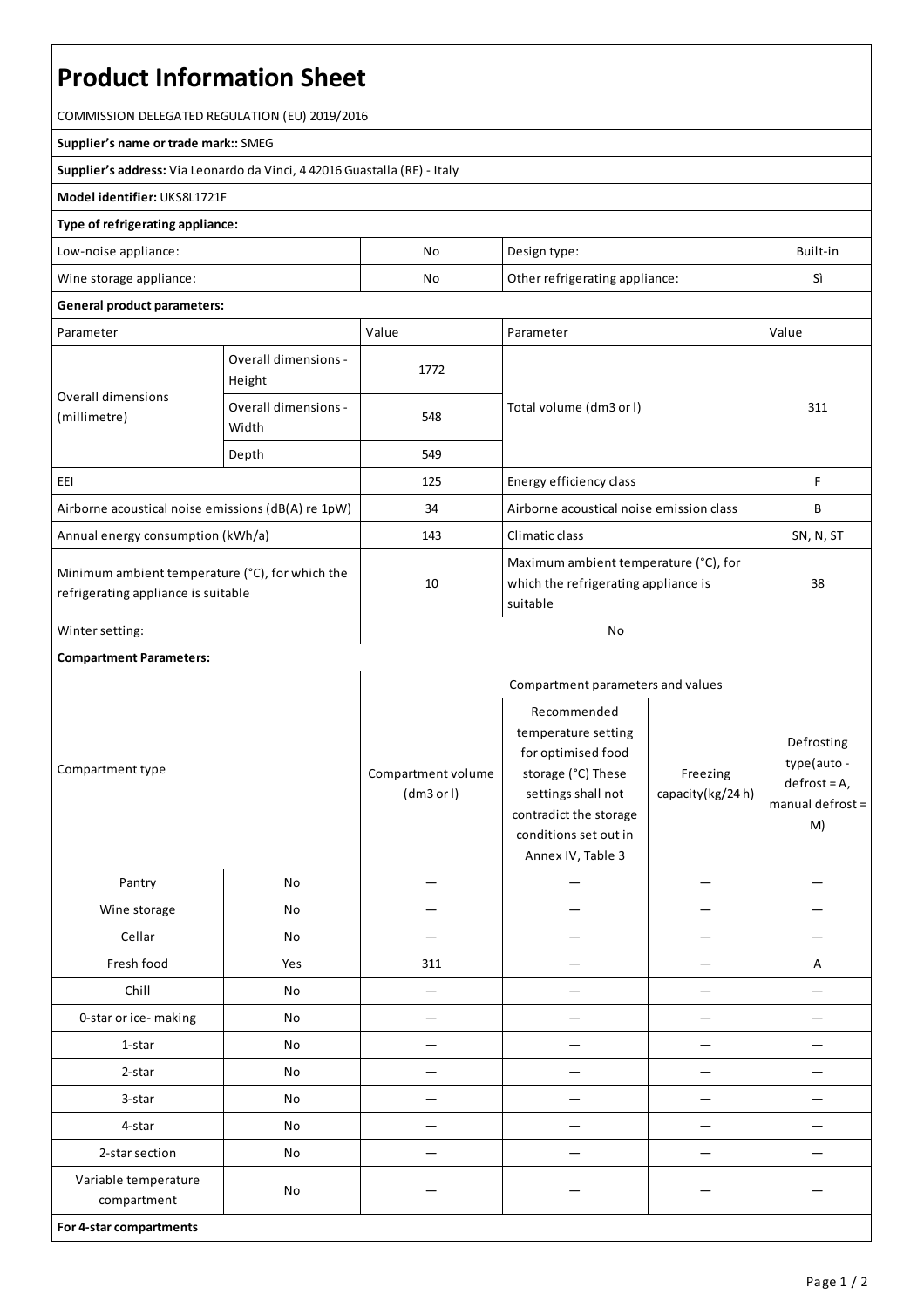# Product Information Sheet

COMMISSION DELEGATED REGULATION (EU) 2019/2016

**Supplier's name or trade mark::** SMEG

**Supplier's address:** Via Leonardo da Vinci, 4 42016 Guastalla (RE) - Italy

**Model identifier:** UKS8L1721F

**Type of refrigerating appliance:**

| | | | |
|---|---|---|---|
| Low-noise appliance: | No | Design type: | Built-in |
| Wine storage appliance: | No | Other refrigerating appliance: | Sì |

**General product parameters:**

| Parameter | | Value | Parameter | Value |
|---|---|---|---|---|
| Overall dimensions (millimetre) | Overall dimensions - Height | 1772 | Total volume (dm3 or l) | 311 |
| | Overall dimensions - Width | 548 | | |
| | Depth | 549 | | |
| EEI | | 125 | Energy efficiency class | F |
| Airborne acoustical noise emissions (dB(A) re 1pW) | | 34 | Airborne acoustical noise emission class | B |
| Annual energy consumption (kWh/a) | | 143 | Climatic class | SN, N, ST |
| Minimum ambient temperature (°C), for which the refrigerating appliance is suitable | | 10 | Maximum ambient temperature (°C), for which the refrigerating appliance is suitable | 38 |
| Winter setting: | | No | | |

**Compartment Parameters:**

| Compartment type | | Compartment parameters and values | | | |
|---|---|---|---|---|---|
| | | Compartment volume (dm3 or l) | Recommended temperature setting for optimised food storage (°C) These settings shall not contradict the storage conditions set out in Annex IV, Table 3 | Freezing capacity(kg/24 h) | Defrosting type(auto - defrost = A, manual defrost = M) |
| Pantry | No | — | — | — | — |
| Wine storage | No | — | — | — | — |
| Cellar | No | — | — | — | — |
| Fresh food | Yes | 311 | — | — | A |
| Chill | No | — | — | — | — |
| 0-star or ice- making | No | — | — | — | — |
| 1-star | No | — | — | — | — |
| 2-star | No | — | — | — | — |
| 3-star | No | — | — | — | — |
| 4-star | No | — | — | — | — |
| 2-star section | No | — | — | — | — |
| Variable temperature compartment | No | — | — | — | — |

**For 4-star compartments**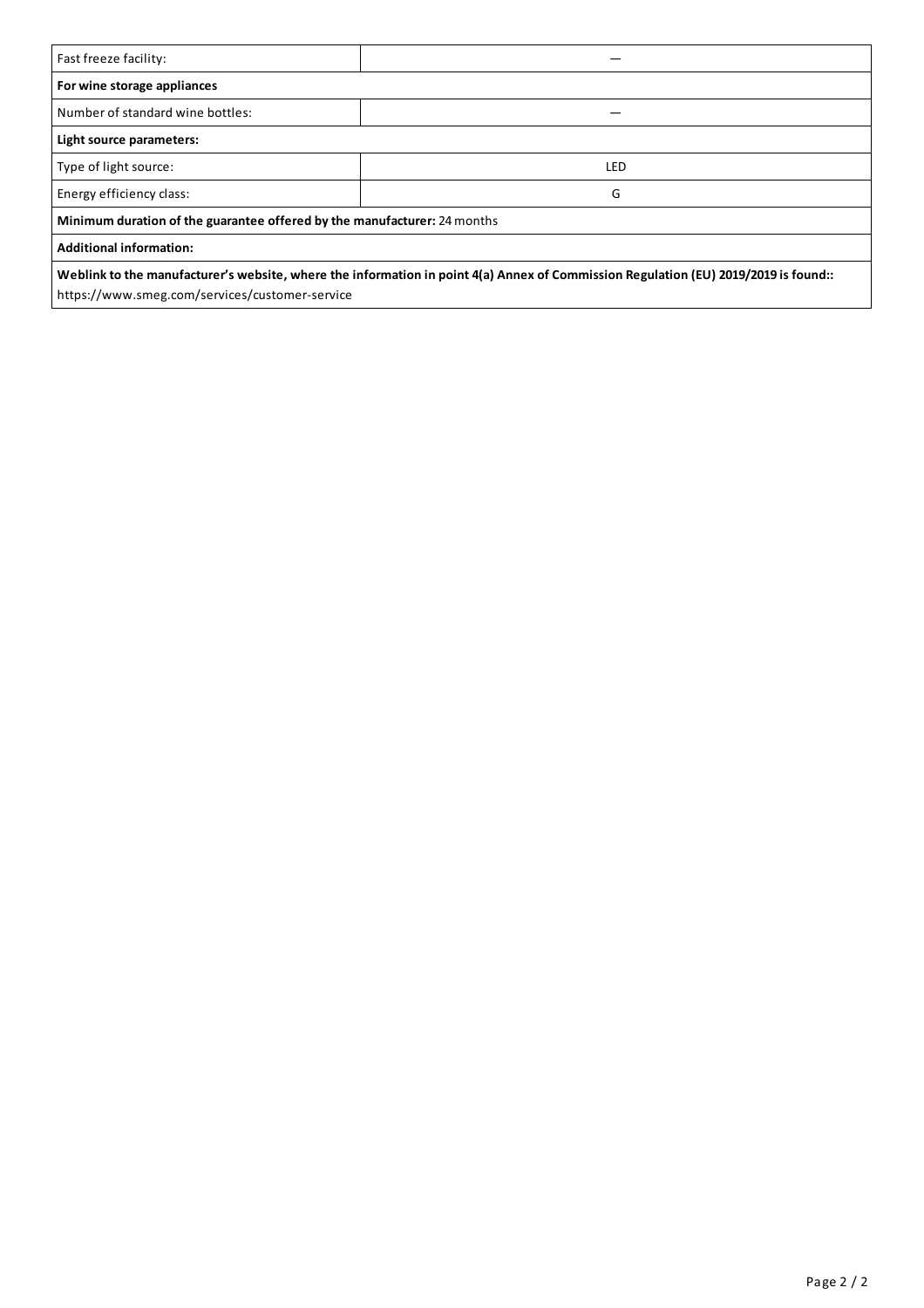| | |
|---|---|
| Fast freeze facility: | — |
| **For wine storage appliances** | |
| Number of standard wine bottles: | — |
| **Light source parameters:** | |
| Type of light source: | LED |
| Energy efficiency class: | G |
| **Minimum duration of the guarantee offered by the manufacturer:** 24 months | |
| **Additional information:** | |
| **Weblink to the manufacturer's website, where the information in point 4(a) Annex of Commission Regulation (EU) 2019/2019 is found::** https://www.smeg.com/services/customer-service | |